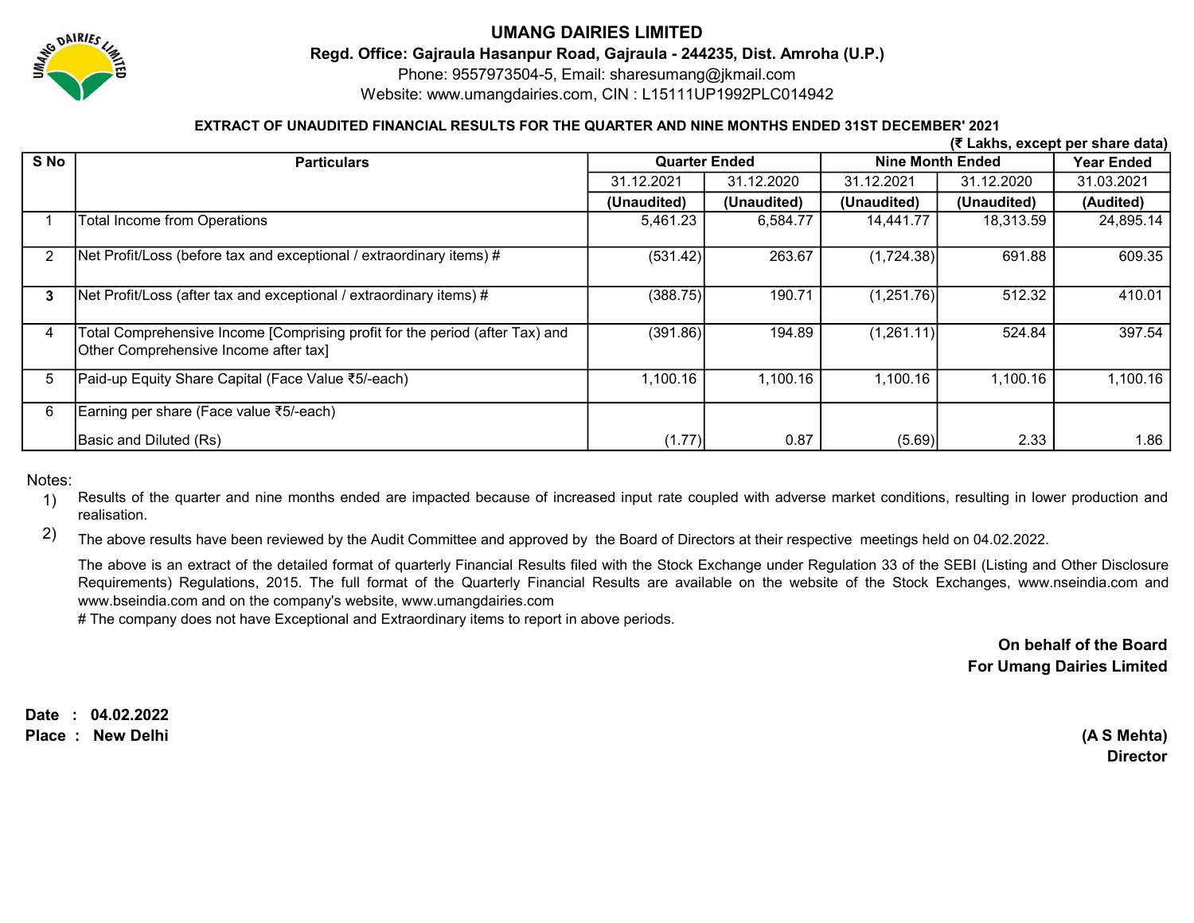# UMANG DAIRIES LIMITED

**Regd. Office: Gajraula Hasanpur Road, Gajraula - 244235, Dist. Amroha (U.P.)**

Phone: 9557973504-5, Email: sharesumang@jkmail.com

Website: www.umangdairies.com, CIN : L15111UP1992PLC014942

**EXTRACT OF UNAUDITED FINANCIAL RESULTS FOR THE QUARTER AND NINE MONTHS ENDED 31ST DECEMBER' 2021**

**(₹ Lakhs, except per share data)**

| S No | Particulars | Quarter Ended | | Nine Month Ended | | Year Ended |
|---|---|---|---|---|---|---|
| | | 31.12.2021 | 31.12.2020 | 31.12.2021 | 31.12.2020 | 31.03.2021 |
| | | (Unaudited) | (Unaudited) | (Unaudited) | (Unaudited) | (Audited) |
| 1 | Total Income from Operations | 5,461.23 | 6,584.77 | 14,441.77 | 18,313.59 | 24,895.14 |
| 2 | Net Profit/Loss (before tax and exceptional / extraordinary items) # | (531.42) | 263.67 | (1,724.38) | 691.88 | 609.35 |
| 3 | Net Profit/Loss (after tax and exceptional / extraordinary items) # | (388.75) | 190.71 | (1,251.76) | 512.32 | 410.01 |
| 4 | Total Comprehensive Income [Comprising profit for the period (after Tax) and Other Comprehensive Income after tax] | (391.86) | 194.89 | (1,261.11) | 524.84 | 397.54 |
| 5 | Paid-up Equity Share Capital (Face Value ₹5/-each) | 1,100.16 | 1,100.16 | 1,100.16 | 1,100.16 | 1,100.16 |
| 6 | Earning per share (Face value ₹5/-each) Basic and Diluted (Rs) | (1.77) | 0.87 | (5.69) | 2.33 | 1.86 |

Notes:

1) Results of the quarter and nine months ended are impacted because of increased input rate coupled with adverse market conditions, resulting in lower production and realisation.

2) The above results have been reviewed by the Audit Committee and approved by the Board of Directors at their respective meetings held on 04.02.2022.

The above is an extract of the detailed format of quarterly Financial Results filed with the Stock Exchange under Regulation 33 of the SEBI (Listing and Other Disclosure Requirements) Regulations, 2015. The full format of the Quarterly Financial Results are available on the website of the Stock Exchanges, www.nseindia.com and www.bseindia.com and on the company's website, www.umangdairies.com

# The company does not have Exceptional and Extraordinary items to report in above periods.

**On behalf of the Board**
**For Umang Dairies Limited**

**Date : 04.02.2022**
**Place : New Delhi**

**(A S Mehta)**
**Director**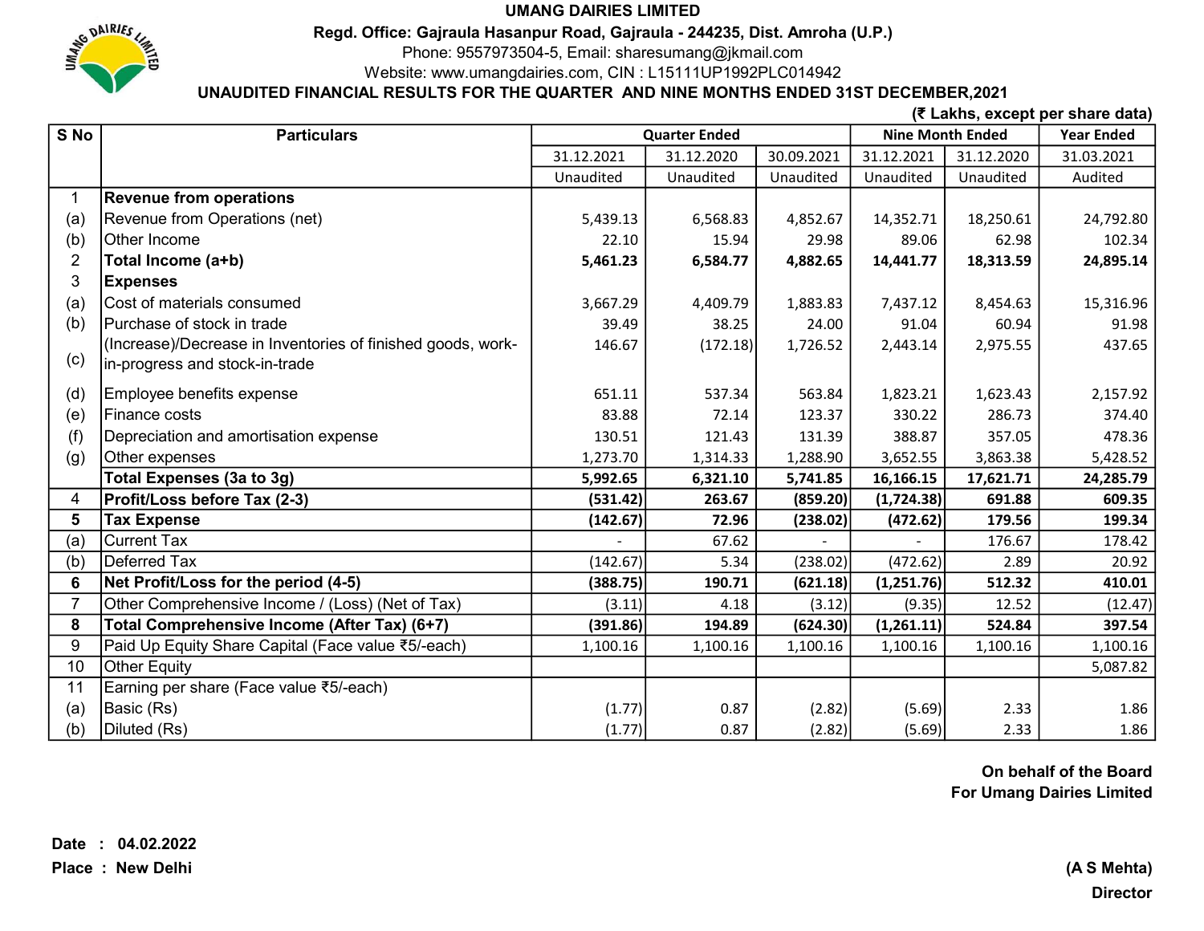# UMANG DAIRIES LIMITED

**Regd. Office: Gajraula Hasanpur Road, Gajraula - 244235, Dist. Amroha (U.P.)**

Phone: 9557973504-5, Email: sharesumang@jkmail.com

Website: www.umangdairies.com, CIN : L15111UP1992PLC014942

**UNAUDITED FINANCIAL RESULTS FOR THE QUARTER AND NINE MONTHS ENDED 31ST DECEMBER,2021**

**(₹ Lakhs, except per share data)**

| S No | Particulars | Quarter Ended | | | Nine Month Ended | | Year Ended |
|---|---|---|---|---|---|---|---|
| | | 31.12.2021 | 31.12.2020 | 30.09.2021 | 31.12.2021 | 31.12.2020 | 31.03.2021 |
| | | Unaudited | Unaudited | Unaudited | Unaudited | Unaudited | Audited |
| 1 | **Revenue from operations** | | | | | | |
| (a) | Revenue from Operations (net) | 5,439.13 | 6,568.83 | 4,852.67 | 14,352.71 | 18,250.61 | 24,792.80 |
| (b) | Other Income | 22.10 | 15.94 | 29.98 | 89.06 | 62.98 | 102.34 |
| 2 | **Total Income (a+b)** | **5,461.23** | **6,584.77** | **4,882.65** | **14,441.77** | **18,313.59** | **24,895.14** |
| 3 | **Expenses** | | | | | | |
| (a) | Cost of materials consumed | 3,667.29 | 4,409.79 | 1,883.83 | 7,437.12 | 8,454.63 | 15,316.96 |
| (b) | Purchase of stock in trade | 39.49 | 38.25 | 24.00 | 91.04 | 60.94 | 91.98 |
| (c) | (Increase)/Decrease in Inventories of finished goods, work-in-progress and stock-in-trade | 146.67 | (172.18) | 1,726.52 | 2,443.14 | 2,975.55 | 437.65 |
| (d) | Employee benefits expense | 651.11 | 537.34 | 563.84 | 1,823.21 | 1,623.43 | 2,157.92 |
| (e) | Finance costs | 83.88 | 72.14 | 123.37 | 330.22 | 286.73 | 374.40 |
| (f) | Depreciation and amortisation expense | 130.51 | 121.43 | 131.39 | 388.87 | 357.05 | 478.36 |
| (g) | Other expenses | 1,273.70 | 1,314.33 | 1,288.90 | 3,652.55 | 3,863.38 | 5,428.52 |
| | **Total Expenses (3a to 3g)** | **5,992.65** | **6,321.10** | **5,741.85** | **16,166.15** | **17,621.71** | **24,285.79** |
| 4 | **Profit/Loss before Tax (2-3)** | **(531.42)** | **263.67** | **(859.20)** | **(1,724.38)** | **691.88** | **609.35** |
| 5 | **Tax Expense** | **(142.67)** | **72.96** | **(238.02)** | **(472.62)** | **179.56** | **199.34** |
| (a) | Current Tax | - | 67.62 | - | - | 176.67 | 178.42 |
| (b) | Deferred Tax | (142.67) | 5.34 | (238.02) | (472.62) | 2.89 | 20.92 |
| 6 | **Net Profit/Loss for the period (4-5)** | **(388.75)** | **190.71** | **(621.18)** | **(1,251.76)** | **512.32** | **410.01** |
| 7 | Other Comprehensive Income / (Loss) (Net of Tax) | (3.11) | 4.18 | (3.12) | (9.35) | 12.52 | (12.47) |
| 8 | **Total Comprehensive Income (After Tax) (6+7)** | **(391.86)** | **194.89** | **(624.30)** | **(1,261.11)** | **524.84** | **397.54** |
| 9 | Paid Up Equity Share Capital (Face value ₹5/-each) | 1,100.16 | 1,100.16 | 1,100.16 | 1,100.16 | 1,100.16 | 1,100.16 |
| 10 | Other Equity | | | | | | 5,087.82 |
| 11 | Earning per share (Face value ₹5/-each) | | | | | | |
| (a) | Basic (Rs) | (1.77) | 0.87 | (2.82) | (5.69) | 2.33 | 1.86 |
| (b) | Diluted (Rs) | (1.77) | 0.87 | (2.82) | (5.69) | 2.33 | 1.86 |

**On behalf of the Board**
**For Umang Dairies Limited**

**Date : 04.02.2022**
**Place : New Delhi**

**(A S Mehta)**
**Director**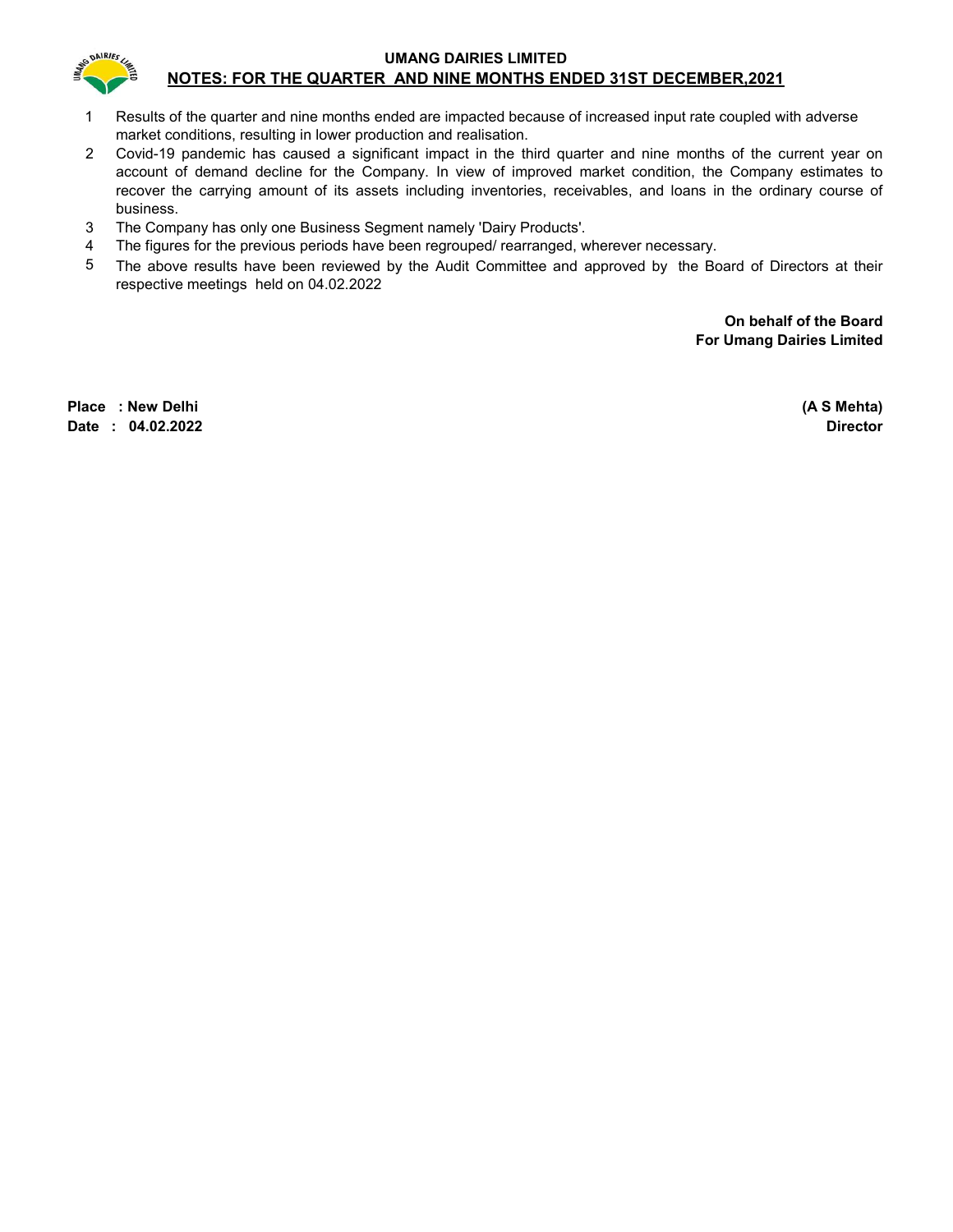**UMANG DAIRIES LIMITED**

**NOTES: FOR THE QUARTER AND NINE MONTHS ENDED 31ST DECEMBER,2021**

1. Results of the quarter and nine months ended are impacted because of increased input rate coupled with adverse market conditions, resulting in lower production and realisation.
2. Covid-19 pandemic has caused a significant impact in the third quarter and nine months of the current year on account of demand decline for the Company. In view of improved market condition, the Company estimates to recover the carrying amount of its assets including inventories, receivables, and loans in the ordinary course of business.
3. The Company has only one Business Segment namely 'Dairy Products'.
4. The figures for the previous periods have been regrouped/ rearranged, wherever necessary.
5. The above results have been reviewed by the Audit Committee and approved by the Board of Directors at their respective meetings held on 04.02.2022

**On behalf of the Board**
**For Umang Dairies Limited**

**Place : New Delhi**
**Date : 04.02.2022**

**(A S Mehta)**
**Director**